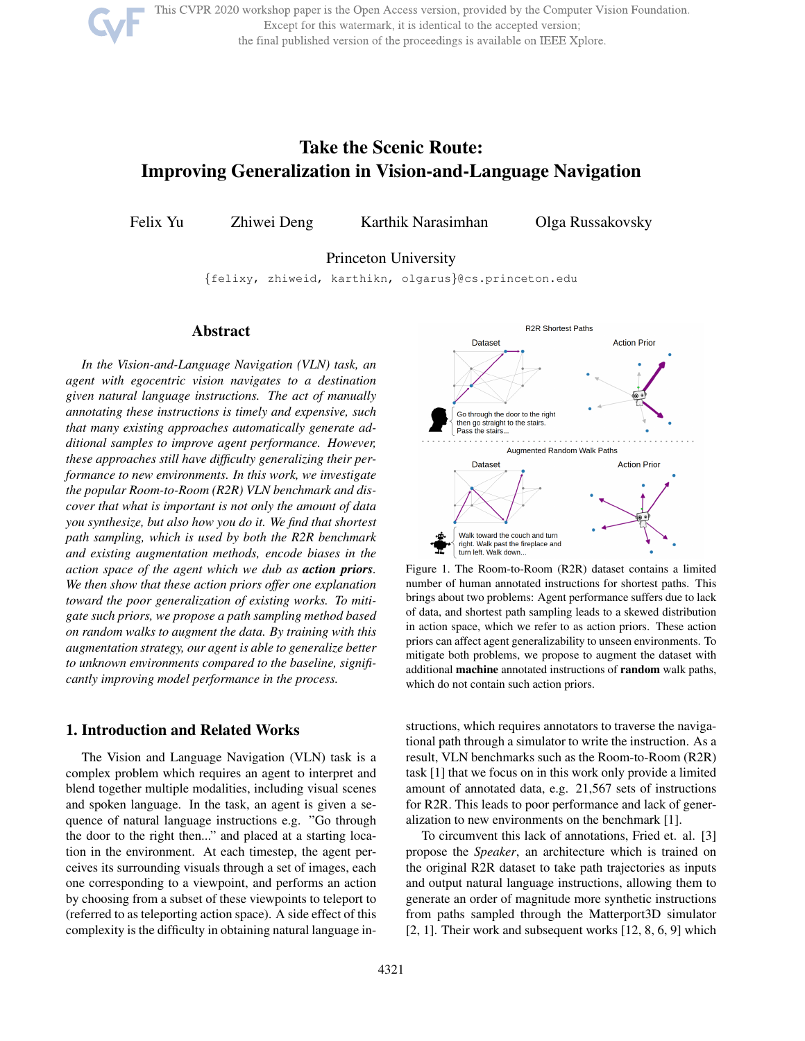This CVPR 2020 workshop paper is the Open Access version, provided by the Computer Vision Foundation. Except for this watermark, it is identical to the accepted version; the final published version of the proceedings is available on IEEE Xplore.

# Take the Scenic Route: Improving Generalization in Vision-and-Language Navigation

Felix Yu   Zhiwei Deng   Karthik Narasimhan   Olga Russakovsky

Princeton University

{felixy, zhiweid, karthikn, olgarus}@cs.princeton.edu

## Abstract

*In the Vision-and-Language Navigation (VLN) task, an agent with egocentric vision navigates to a destination given natural language instructions. The act of manually annotating these instructions is timely and expensive, such that many existing approaches automatically generate additional samples to improve agent performance. However, these approaches still have difficulty generalizing their performance to new environments. In this work, we investigate the popular Room-to-Room (R2R) VLN benchmark and discover that what is important is not only the amount of data you synthesize, but also how you do it. We find that shortest path sampling, which is used by both the R2R benchmark and existing augmentation methods, encode biases in the action space of the agent which we dub as* ***action priors****. We then show that these action priors offer one explanation toward the poor generalization of existing works. To mitigate such priors, we propose a path sampling method based on random walks to augment the data. By training with this augmentation strategy, our agent is able to generalize better to unknown environments compared to the baseline, significantly improving model performance in the process.*

Figure 1. The Room-to-Room (R2R) dataset contains a limited number of human annotated instructions for shortest paths. This brings about two problems: Agent performance suffers due to lack of data, and shortest path sampling leads to a skewed distribution in action space, which we refer to as action priors. These action priors can affect agent generalizability to unseen environments. To mitigate both problems, we propose to augment the dataset with additional **machine** annotated instructions of **random** walk paths, which do not contain such action priors.

## 1. Introduction and Related Works

The Vision and Language Navigation (VLN) task is a complex problem which requires an agent to interpret and blend together multiple modalities, including visual scenes and spoken language. In the task, an agent is given a sequence of natural language instructions e.g. "Go through the door to the right then..." and placed at a starting location in the environment. At each timestep, the agent perceives its surrounding visuals through a set of images, each one corresponding to a viewpoint, and performs an action by choosing from a subset of these viewpoints to teleport to (referred to as teleporting action space). A side effect of this complexity is the difficulty in obtaining natural language instructions, which requires annotators to traverse the navigational path through a simulator to write the instruction. As a result, VLN benchmarks such as the Room-to-Room (R2R) task [1] that we focus on in this work only provide a limited amount of annotated data, e.g. 21,567 sets of instructions for R2R. This leads to poor performance and lack of generalization to new environments on the benchmark [1].

To circumvent this lack of annotations, Fried et. al. [3] propose the *Speaker*, an architecture which is trained on the original R2R dataset to take path trajectories as inputs and output natural language instructions, allowing them to generate an order of magnitude more synthetic instructions from paths sampled through the Matterport3D simulator [2, 1]. Their work and subsequent works [12, 8, 6, 9] which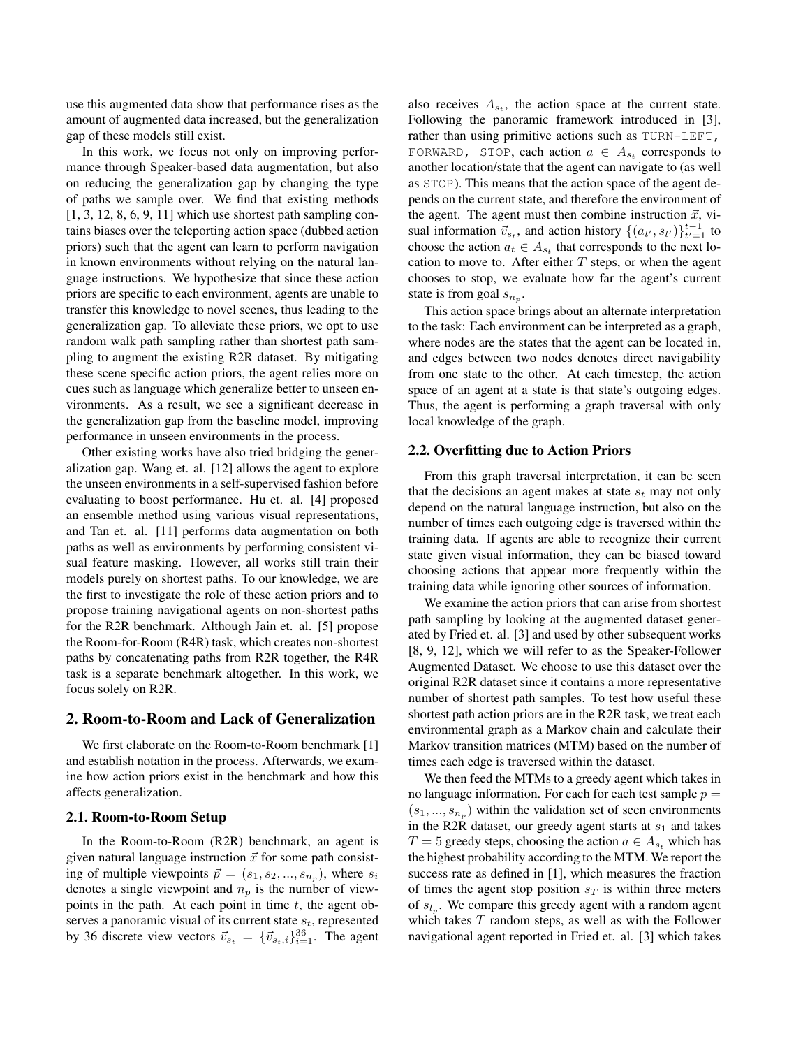use this augmented data show that performance rises as the amount of augmented data increased, but the generalization gap of these models still exist.

In this work, we focus not only on improving performance through Speaker-based data augmentation, but also on reducing the generalization gap by changing the type of paths we sample over. We find that existing methods [1, 3, 12, 8, 6, 9, 11] which use shortest path sampling contains biases over the teleporting action space (dubbed action priors) such that the agent can learn to perform navigation in known environments without relying on the natural language instructions. We hypothesize that since these action priors are specific to each environment, agents are unable to transfer this knowledge to novel scenes, thus leading to the generalization gap. To alleviate these priors, we opt to use random walk path sampling rather than shortest path sampling to augment the existing R2R dataset. By mitigating these scene specific action priors, the agent relies more on cues such as language which generalize better to unseen environments. As a result, we see a significant decrease in the generalization gap from the baseline model, improving performance in unseen environments in the process.

Other existing works have also tried bridging the generalization gap. Wang et. al. [12] allows the agent to explore the unseen environments in a self-supervised fashion before evaluating to boost performance. Hu et. al. [4] proposed an ensemble method using various visual representations, and Tan et. al. [11] performs data augmentation on both paths as well as environments by performing consistent visual feature masking. However, all works still train their models purely on shortest paths. To our knowledge, we are the first to investigate the role of these action priors and to propose training navigational agents on non-shortest paths for the R2R benchmark. Although Jain et. al. [5] propose the Room-for-Room (R4R) task, which creates non-shortest paths by concatenating paths from R2R together, the R4R task is a separate benchmark altogether. In this work, we focus solely on R2R.

## 2. Room-to-Room and Lack of Generalization

We first elaborate on the Room-to-Room benchmark [1] and establish notation in the process. Afterwards, we examine how action priors exist in the benchmark and how this affects generalization.

### 2.1. Room-to-Room Setup

In the Room-to-Room (R2R) benchmark, an agent is given natural language instruction $\vec{x}$ for some path consisting of multiple viewpoints $\vec{p} = (s_1, s_2, ..., s_{n_p})$, where $s_i$ denotes a single viewpoint and $n_p$ is the number of viewpoints in the path. At each point in time $t$, the agent observes a panoramic visual of its current state $s_t$, represented by 36 discrete view vectors $\vec{v}_{s_t} = \{\vec{v}_{s_t,i}\}_{i=1}^{36}$. The agent also receives $A_{s_t}$, the action space at the current state. Following the panoramic framework introduced in [3], rather than using primitive actions such as `TURN-LEFT`, `FORWARD`, `STOP`, each action $a \in A_{s_t}$ corresponds to another location/state that the agent can navigate to (as well as `STOP`). This means that the action space of the agent depends on the current state, and therefore the environment of the agent. The agent must then combine instruction $\vec{x}$, visual information $\vec{v}_{s_t}$, and action history $\{(a_{t'}, s_{t'})\}_{t'=1}^{t-1}$ to choose the action $a_t \in A_{s_t}$ that corresponds to the next location to move to. After either $T$ steps, or when the agent chooses to stop, we evaluate how far the agent's current state is from goal $s_{n_p}$.

This action space brings about an alternate interpretation to the task: Each environment can be interpreted as a graph, where nodes are the states that the agent can be located in, and edges between two nodes denotes direct navigability from one state to the other. At each timestep, the action space of an agent at a state is that state's outgoing edges. Thus, the agent is performing a graph traversal with only local knowledge of the graph.

### 2.2. Overfitting due to Action Priors

From this graph traversal interpretation, it can be seen that the decisions an agent makes at state $s_t$ may not only depend on the natural language instruction, but also on the number of times each outgoing edge is traversed within the training data. If agents are able to recognize their current state given visual information, they can be biased toward choosing actions that appear more frequently within the training data while ignoring other sources of information.

We examine the action priors that can arise from shortest path sampling by looking at the augmented dataset generated by Fried et. al. [3] and used by other subsequent works [8, 9, 12], which we will refer to as the Speaker-Follower Augmented Dataset. We choose to use this dataset over the original R2R dataset since it contains a more representative number of shortest path samples. To test how useful these shortest path action priors are in the R2R task, we treat each environmental graph as a Markov chain and calculate their Markov transition matrices (MTM) based on the number of times each edge is traversed within the dataset.

We then feed the MTMs to a greedy agent which takes in no language information. For each for each test sample $p = (s_1, ..., s_{n_p})$ within the validation set of seen environments in the R2R dataset, our greedy agent starts at $s_1$ and takes $T = 5$ greedy steps, choosing the action $a \in A_{s_t}$ which has the highest probability according to the MTM. We report the success rate as defined in [1], which measures the fraction of times the agent stop position $s_T$ is within three meters of $s_{l_p}$. We compare this greedy agent with a random agent which takes $T$ random steps, as well as with the Follower navigational agent reported in Fried et. al. [3] which takes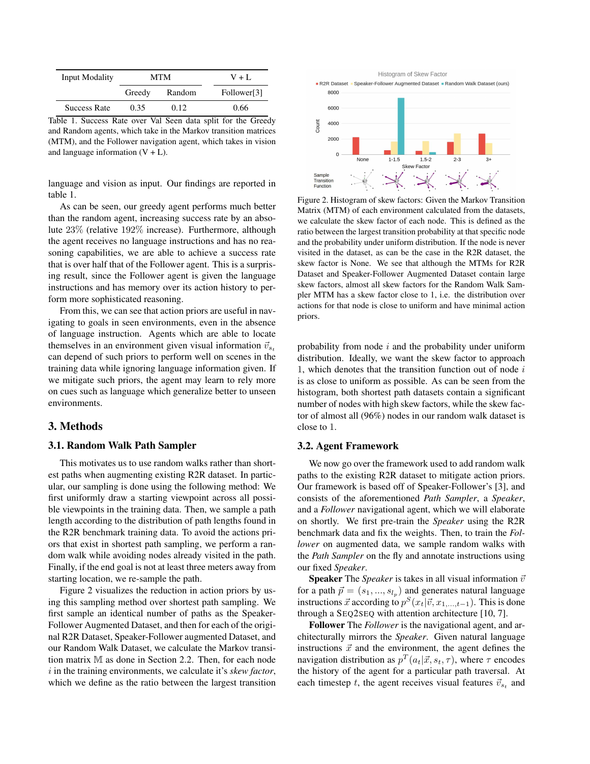| Input Modality | MTM | | V + L |
|---|---|---|---|
| | Greedy | Random | Follower[3] |
| Success Rate | 0.35 | 0.12 | 0.66 |

Table 1. Success Rate over Val Seen data split for the Greedy and Random agents, which take in the Markov transition matrices (MTM), and the Follower navigation agent, which takes in vision and language information (V + L).

language and vision as input. Our findings are reported in table 1.

As can be seen, our greedy agent performs much better than the random agent, increasing success rate by an absolute 23% (relative 192% increase). Furthermore, although the agent receives no language instructions and has no reasoning capabilities, we are able to achieve a success rate that is over half that of the Follower agent. This is a surprising result, since the Follower agent is given the language instructions and has memory over its action history to perform more sophisticated reasoning.

From this, we can see that action priors are useful in navigating to goals in seen environments, even in the absence of language instruction. Agents which are able to locate themselves in an environment given visual information $\vec{v}_{s_t}$ can depend of such priors to perform well on scenes in the training data while ignoring language information given. If we mitigate such priors, the agent may learn to rely more on cues such as language which generalize better to unseen environments.

## 3. Methods

### 3.1. Random Walk Path Sampler

This motivates us to use random walks rather than shortest paths when augmenting existing R2R dataset. In particular, our sampling is done using the following method: We first uniformly draw a starting viewpoint across all possible viewpoints in the training data. Then, we sample a path length according to the distribution of path lengths found in the R2R benchmark training data. To avoid the actions priors that exist in shortest path sampling, we perform a random walk while avoiding nodes already visited in the path. Finally, if the end goal is not at least three meters away from starting location, we re-sample the path.

Figure 2 visualizes the reduction in action priors by using this sampling method over shortest path sampling. We first sample an identical number of paths as the Speaker-Follower Augmented Dataset, and then for each of the original R2R Dataset, Speaker-Follower augmented Dataset, and our Random Walk Dataset, we calculate the Markov transition matrix $\mathbb{M}$ as done in Section 2.2. Then, for each node $i$ in the training environments, we calculate it's *skew factor*, which we define as the ratio between the largest transition probability from node $i$ and the probability under uniform distribution. Ideally, we want the skew factor to approach 1, which denotes that the transition function out of node $i$ is as close to uniform as possible. As can be seen from the histogram, both shortest path datasets contain a significant number of nodes with high skew factors, while the skew factor of almost all (96%) nodes in our random walk dataset is close to 1.

Figure 2. Histogram of skew factors: Given the Markov Transition Matrix (MTM) of each environment calculated from the datasets, we calculate the skew factor of each node. This is defined as the ratio between the largest transition probability at that specific node and the probability under uniform distribution. If the node is never visited in the dataset, as can be the case in the R2R dataset, the skew factor is None. We see that although the MTMs for R2R Dataset and Speaker-Follower Augmented Dataset contain large skew factors, almost all skew factors for the Random Walk Sampler MTM has a skew factor close to 1, i.e. the distribution over actions for that node is close to uniform and have minimal action priors.

### 3.2. Agent Framework

We now go over the framework used to add random walk paths to the existing R2R dataset to mitigate action priors. Our framework is based off of Speaker-Follower's [3], and consists of the aforementioned *Path Sampler*, a *Speaker*, and a *Follower* navigational agent, which we will elaborate on shortly. We first pre-train the *Speaker* using the R2R benchmark data and fix the weights. Then, to train the *Follower* on augmented data, we sample random walks with the *Path Sampler* on the fly and annotate instructions using our fixed *Speaker*.

**Speaker** The *Speaker* is takes in all visual information $\vec{v}$ for a path $\vec{p} = (s_1, ..., s_{l_p})$ and generates natural language instructions $\vec{x}$ according to $p^S(x_t|\vec{v}, x_{1,...,t-1})$. This is done through a SEQ2SEQ with attention architecture [10, 7].

**Follower** The *Follower* is the navigational agent, and architecturally mirrors the *Speaker*. Given natural language instructions $\vec{x}$ and the environment, the agent defines the navigation distribution as $p^T(a_t|\vec{x}, s_t, \tau)$, where $\tau$ encodes the history of the agent for a particular path traversal. At each timestep $t$, the agent receives visual features $\vec{v}_{s_t}$ and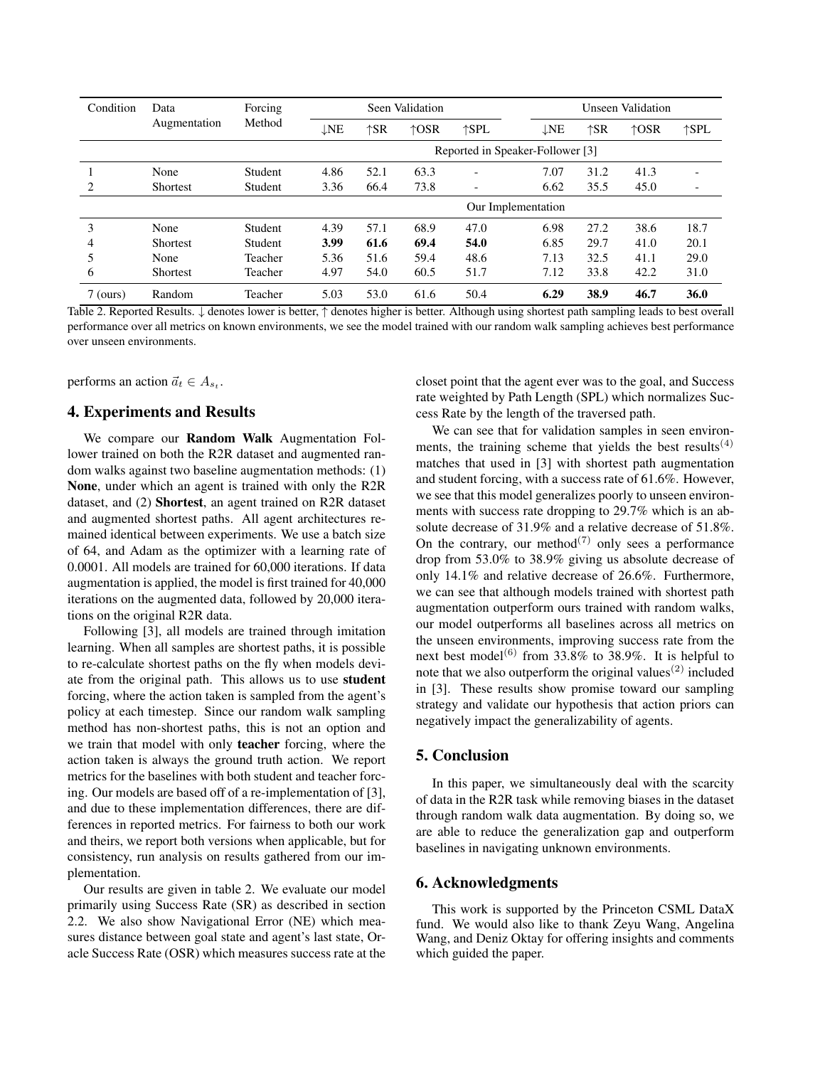| Condition | Data Augmentation | Forcing Method | Seen Validation | | | | Unseen Validation | | | |
|---|---|---|---|---|---|---|---|---|---|---|
| | | | ↓NE | ↑SR | ↑OSR | ↑SPL | ↓NE | ↑SR | ↑OSR | ↑SPL |
| | | | Reported in Speaker-Follower [3] | | | | | | | |
| 1 | None | Student | 4.86 | 52.1 | 63.3 | - | 7.07 | 31.2 | 41.3 | - |
| 2 | Shortest | Student | 3.36 | 66.4 | 73.8 | - | 6.62 | 35.5 | 45.0 | - |
| | | | Our Implementation | | | | | | | |
| 3 | None | Student | 4.39 | 57.1 | 68.9 | 47.0 | 6.98 | 27.2 | 38.6 | 18.7 |
| 4 | Shortest | Student | **3.99** | **61.6** | **69.4** | **54.0** | 6.85 | 29.7 | 41.0 | 20.1 |
| 5 | None | Teacher | 5.36 | 51.6 | 59.4 | 48.6 | 7.13 | 32.5 | 41.1 | 29.0 |
| 6 | Shortest | Teacher | 4.97 | 54.0 | 60.5 | 51.7 | 7.12 | 33.8 | 42.2 | 31.0 |
| 7 (ours) | Random | Teacher | 5.03 | 53.0 | 61.6 | 50.4 | **6.29** | **38.9** | **46.7** | **36.0** |

Table 2. Reported Results. ↓ denotes lower is better, ↑ denotes higher is better. Although using shortest path sampling leads to best overall performance over all metrics on known environments, we see the model trained with our random walk sampling achieves best performance over unseen environments.

performs an action $\vec{a}_t \in A_{s_t}$.

## 4. Experiments and Results

We compare our **Random Walk** Augmentation Follower trained on both the R2R dataset and augmented random walks against two baseline augmentation methods: (1) **None**, under which an agent is trained with only the R2R dataset, and (2) **Shortest**, an agent trained on R2R dataset and augmented shortest paths. All agent architectures remained identical between experiments. We use a batch size of 64, and Adam as the optimizer with a learning rate of 0.0001. All models are trained for 60,000 iterations. If data augmentation is applied, the model is first trained for 40,000 iterations on the augmented data, followed by 20,000 iterations on the original R2R data.

Following [3], all models are trained through imitation learning. When all samples are shortest paths, it is possible to re-calculate shortest paths on the fly when models deviate from the original path. This allows us to use **student** forcing, where the action taken is sampled from the agent's policy at each timestep. Since our random walk sampling method has non-shortest paths, this is not an option and we train that model with only **teacher** forcing, where the action taken is always the ground truth action. We report metrics for the baselines with both student and teacher forcing. Our models are based off of a re-implementation of [3], and due to these implementation differences, there are differences in reported metrics. For fairness to both our work and theirs, we report both versions when applicable, but for consistency, run analysis on results gathered from our implementation.

Our results are given in table 2. We evaluate our model primarily using Success Rate (SR) as described in section 2.2. We also show Navigational Error (NE) which measures distance between goal state and agent's last state, Oracle Success Rate (OSR) which measures success rate at the closet point that the agent ever was to the goal, and Success rate weighted by Path Length (SPL) which normalizes Success Rate by the length of the traversed path.

We can see that for validation samples in seen environments, the training scheme that yields the best results$^{(4)}$ matches that used in [3] with shortest path augmentation and student forcing, with a success rate of 61.6%. However, we see that this model generalizes poorly to unseen environments with success rate dropping to 29.7% which is an absolute decrease of 31.9% and a relative decrease of 51.8%. On the contrary, our method$^{(7)}$ only sees a performance drop from 53.0% to 38.9% giving us absolute decrease of only 14.1% and relative decrease of 26.6%. Furthermore, we can see that although models trained with shortest path augmentation outperform ours trained with random walks, our model outperforms all baselines across all metrics on the unseen environments, improving success rate from the next best model$^{(6)}$ from 33.8% to 38.9%. It is helpful to note that we also outperform the original values$^{(2)}$ included in [3]. These results show promise toward our sampling strategy and validate our hypothesis that action priors can negatively impact the generalizability of agents.

## 5. Conclusion

In this paper, we simultaneously deal with the scarcity of data in the R2R task while removing biases in the dataset through random walk data augmentation. By doing so, we are able to reduce the generalization gap and outperform baselines in navigating unknown environments.

## 6. Acknowledgments

This work is supported by the Princeton CSML DataX fund. We would also like to thank Zeyu Wang, Angelina Wang, and Deniz Oktay for offering insights and comments which guided the paper.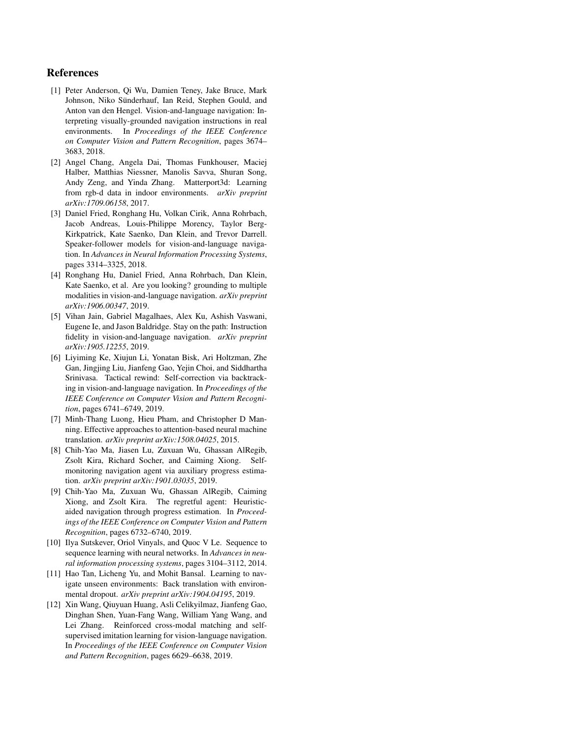## References

[1] Peter Anderson, Qi Wu, Damien Teney, Jake Bruce, Mark Johnson, Niko Sünderhauf, Ian Reid, Stephen Gould, and Anton van den Hengel. Vision-and-language navigation: Interpreting visually-grounded navigation instructions in real environments. In *Proceedings of the IEEE Conference on Computer Vision and Pattern Recognition*, pages 3674–3683, 2018.

[2] Angel Chang, Angela Dai, Thomas Funkhouser, Maciej Halber, Matthias Niessner, Manolis Savva, Shuran Song, Andy Zeng, and Yinda Zhang. Matterport3d: Learning from rgb-d data in indoor environments. *arXiv preprint arXiv:1709.06158*, 2017.

[3] Daniel Fried, Ronghang Hu, Volkan Cirik, Anna Rohrbach, Jacob Andreas, Louis-Philippe Morency, Taylor Berg-Kirkpatrick, Kate Saenko, Dan Klein, and Trevor Darrell. Speaker-follower models for vision-and-language navigation. In *Advances in Neural Information Processing Systems*, pages 3314–3325, 2018.

[4] Ronghang Hu, Daniel Fried, Anna Rohrbach, Dan Klein, Kate Saenko, et al. Are you looking? grounding to multiple modalities in vision-and-language navigation. *arXiv preprint arXiv:1906.00347*, 2019.

[5] Vihan Jain, Gabriel Magalhaes, Alex Ku, Ashish Vaswani, Eugene Ie, and Jason Baldridge. Stay on the path: Instruction fidelity in vision-and-language navigation. *arXiv preprint arXiv:1905.12255*, 2019.

[6] Liyiming Ke, Xiujun Li, Yonatan Bisk, Ari Holtzman, Zhe Gan, Jingjing Liu, Jianfeng Gao, Yejin Choi, and Siddhartha Srinivasa. Tactical rewind: Self-correction via backtracking in vision-and-language navigation. In *Proceedings of the IEEE Conference on Computer Vision and Pattern Recognition*, pages 6741–6749, 2019.

[7] Minh-Thang Luong, Hieu Pham, and Christopher D Manning. Effective approaches to attention-based neural machine translation. *arXiv preprint arXiv:1508.04025*, 2015.

[8] Chih-Yao Ma, Jiasen Lu, Zuxuan Wu, Ghassan AlRegib, Zsolt Kira, Richard Socher, and Caiming Xiong. Self-monitoring navigation agent via auxiliary progress estimation. *arXiv preprint arXiv:1901.03035*, 2019.

[9] Chih-Yao Ma, Zuxuan Wu, Ghassan AlRegib, Caiming Xiong, and Zsolt Kira. The regretful agent: Heuristic-aided navigation through progress estimation. In *Proceedings of the IEEE Conference on Computer Vision and Pattern Recognition*, pages 6732–6740, 2019.

[10] Ilya Sutskever, Oriol Vinyals, and Quoc V Le. Sequence to sequence learning with neural networks. In *Advances in neural information processing systems*, pages 3104–3112, 2014.

[11] Hao Tan, Licheng Yu, and Mohit Bansal. Learning to navigate unseen environments: Back translation with environmental dropout. *arXiv preprint arXiv:1904.04195*, 2019.

[12] Xin Wang, Qiuyuan Huang, Asli Celikyilmaz, Jianfeng Gao, Dinghan Shen, Yuan-Fang Wang, William Yang Wang, and Lei Zhang. Reinforced cross-modal matching and self-supervised imitation learning for vision-language navigation. In *Proceedings of the IEEE Conference on Computer Vision and Pattern Recognition*, pages 6629–6638, 2019.